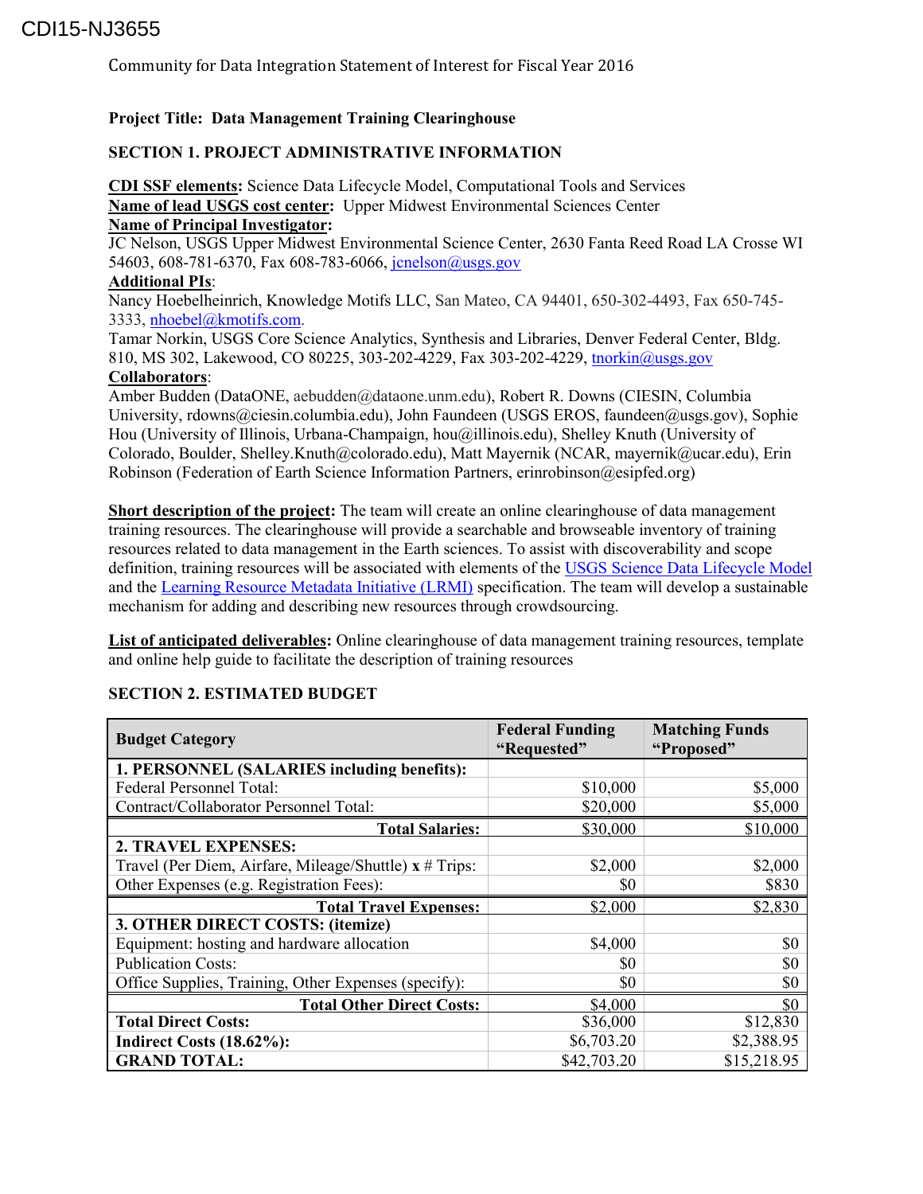CDI15-NJ3655

Community for Data Integration Statement of Interest for Fiscal Year 2016

**Project Title: Data Management Training Clearinghouse**

## SECTION 1. PROJECT ADMINISTRATIVE INFORMATION

**CDI SSF elements:** Science Data Lifecycle Model, Computational Tools and Services
**Name of lead USGS cost center:** Upper Midwest Environmental Sciences Center
**Name of Principal Investigator:**
JC Nelson, USGS Upper Midwest Environmental Science Center, 2630 Fanta Reed Road LA Crosse WI 54603, 608-781-6370, Fax 608-783-6066, jcnelson@usgs.gov
**Additional PIs**:
Nancy Hoebelheinrich, Knowledge Motifs LLC, San Mateo, CA 94401, 650-302-4493, Fax 650-745-3333, nhoebel@kmotifs.com.
Tamar Norkin, USGS Core Science Analytics, Synthesis and Libraries, Denver Federal Center, Bldg. 810, MS 302, Lakewood, CO 80225, 303-202-4229, Fax 303-202-4229, tnorkin@usgs.gov
**Collaborators**:
Amber Budden (DataONE, aebudden@dataone.unm.edu), Robert R. Downs (CIESIN, Columbia University, rdowns@ciesin.columbia.edu), John Faundeen (USGS EROS, faundeen@usgs.gov), Sophie Hou (University of Illinois, Urbana-Champaign, hou@illinois.edu), Shelley Knuth (University of Colorado, Boulder, Shelley.Knuth@colorado.edu), Matt Mayernik (NCAR, mayernik@ucar.edu), Erin Robinson (Federation of Earth Science Information Partners, erinrobinson@esipfed.org)

**Short description of the project:** The team will create an online clearinghouse of data management training resources. The clearinghouse will provide a searchable and browseable inventory of training resources related to data management in the Earth sciences. To assist with discoverability and scope definition, training resources will be associated with elements of the USGS Science Data Lifecycle Model and the Learning Resource Metadata Initiative (LRMI) specification. The team will develop a sustainable mechanism for adding and describing new resources through crowdsourcing.

**List of anticipated deliverables:** Online clearinghouse of data management training resources, template and online help guide to facilitate the description of training resources

## SECTION 2. ESTIMATED BUDGET

| Budget Category | Federal Funding "Requested" | Matching Funds "Proposed" |
|---|---|---|
| **1. PERSONNEL (SALARIES including benefits):** | | |
| Federal Personnel Total: | $10,000 | $5,000 |
| Contract/Collaborator Personnel Total: | $20,000 | $5,000 |
| **Total Salaries:** | $30,000 | $10,000 |
| **2. TRAVEL EXPENSES:** | | |
| Travel (Per Diem, Airfare, Mileage/Shuttle) **x** # Trips: | $2,000 | $2,000 |
| Other Expenses (e.g. Registration Fees): | $0 | $830 |
| **Total Travel Expenses:** | $2,000 | $2,830 |
| **3. OTHER DIRECT COSTS: (itemize)** | | |
| Equipment: hosting and hardware allocation | $4,000 | $0 |
| Publication Costs: | $0 | $0 |
| Office Supplies, Training, Other Expenses (specify): | $0 | $0 |
| **Total Other Direct Costs:** | $4,000 | $0 |
| **Total Direct Costs:** | $36,000 | $12,830 |
| **Indirect Costs (18.62%):** | $6,703.20 | $2,388.95 |
| **GRAND TOTAL:** | $42,703.20 | $15,218.95 |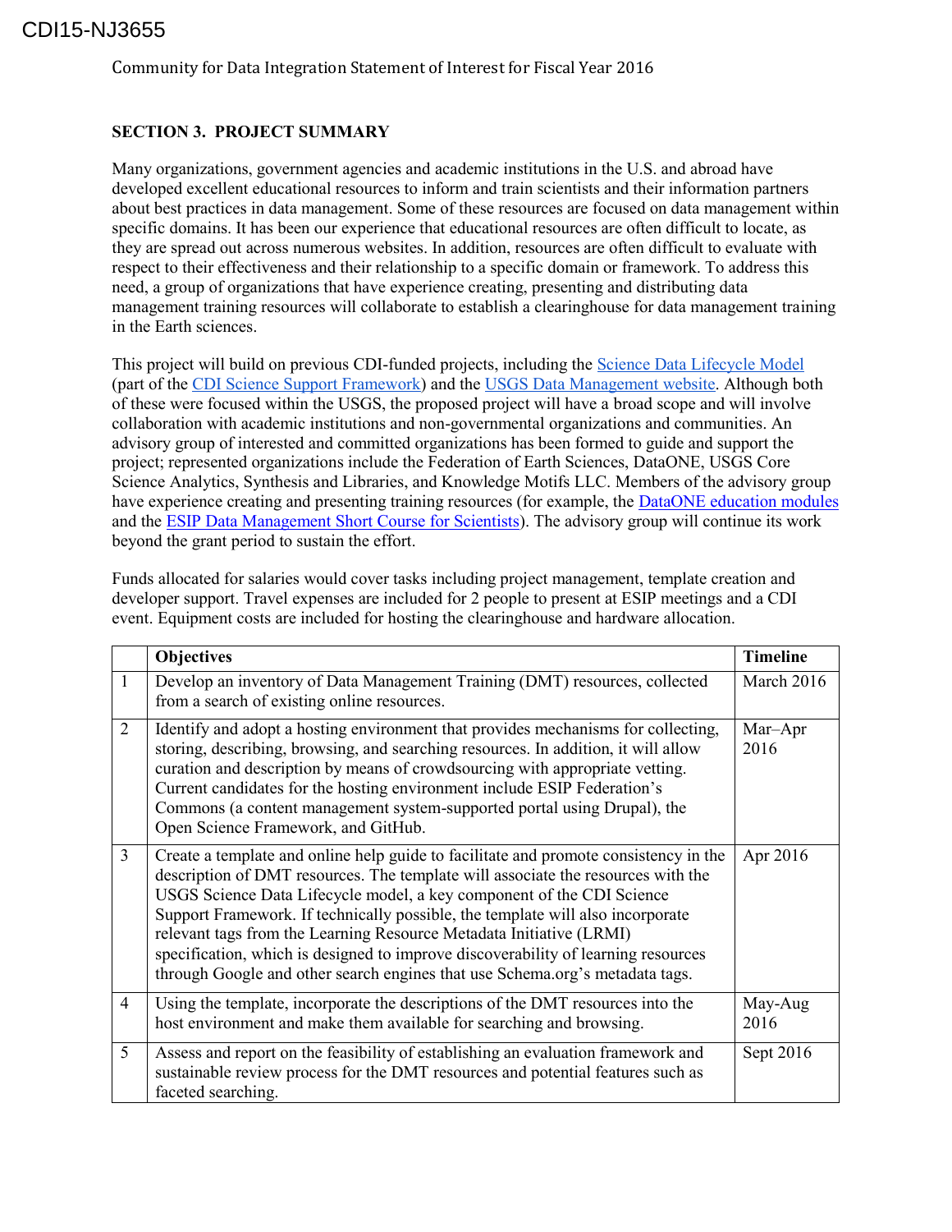Community for Data Integration Statement of Interest for Fiscal Year 2016

**SECTION 3. PROJECT SUMMARY**

Many organizations, government agencies and academic institutions in the U.S. and abroad have developed excellent educational resources to inform and train scientists and their information partners about best practices in data management. Some of these resources are focused on data management within specific domains. It has been our experience that educational resources are often difficult to locate, as they are spread out across numerous websites. In addition, resources are often difficult to evaluate with respect to their effectiveness and their relationship to a specific domain or framework. To address this need, a group of organizations that have experience creating, presenting and distributing data management training resources will collaborate to establish a clearinghouse for data management training in the Earth sciences.

This project will build on previous CDI-funded projects, including the Science Data Lifecycle Model (part of the CDI Science Support Framework) and the USGS Data Management website. Although both of these were focused within the USGS, the proposed project will have a broad scope and will involve collaboration with academic institutions and non-governmental organizations and communities. An advisory group of interested and committed organizations has been formed to guide and support the project; represented organizations include the Federation of Earth Sciences, DataONE, USGS Core Science Analytics, Synthesis and Libraries, and Knowledge Motifs LLC. Members of the advisory group have experience creating and presenting training resources (for example, the DataONE education modules and the ESIP Data Management Short Course for Scientists). The advisory group will continue its work beyond the grant period to sustain the effort.

Funds allocated for salaries would cover tasks including project management, template creation and developer support. Travel expenses are included for 2 people to present at ESIP meetings and a CDI event. Equipment costs are included for hosting the clearinghouse and hardware allocation.

| | Objectives | Timeline |
|---|---|---|
| 1 | Develop an inventory of Data Management Training (DMT) resources, collected from a search of existing online resources. | March 2016 |
| 2 | Identify and adopt a hosting environment that provides mechanisms for collecting, storing, describing, browsing, and searching resources. In addition, it will allow curation and description by means of crowdsourcing with appropriate vetting. Current candidates for the hosting environment include ESIP Federation's Commons (a content management system-supported portal using Drupal), the Open Science Framework, and GitHub. | Mar–Apr 2016 |
| 3 | Create a template and online help guide to facilitate and promote consistency in the description of DMT resources. The template will associate the resources with the USGS Science Data Lifecycle model, a key component of the CDI Science Support Framework. If technically possible, the template will also incorporate relevant tags from the Learning Resource Metadata Initiative (LRMI) specification, which is designed to improve discoverability of learning resources through Google and other search engines that use Schema.org's metadata tags. | Apr 2016 |
| 4 | Using the template, incorporate the descriptions of the DMT resources into the host environment and make them available for searching and browsing. | May-Aug 2016 |
| 5 | Assess and report on the feasibility of establishing an evaluation framework and sustainable review process for the DMT resources and potential features such as faceted searching. | Sept 2016 |